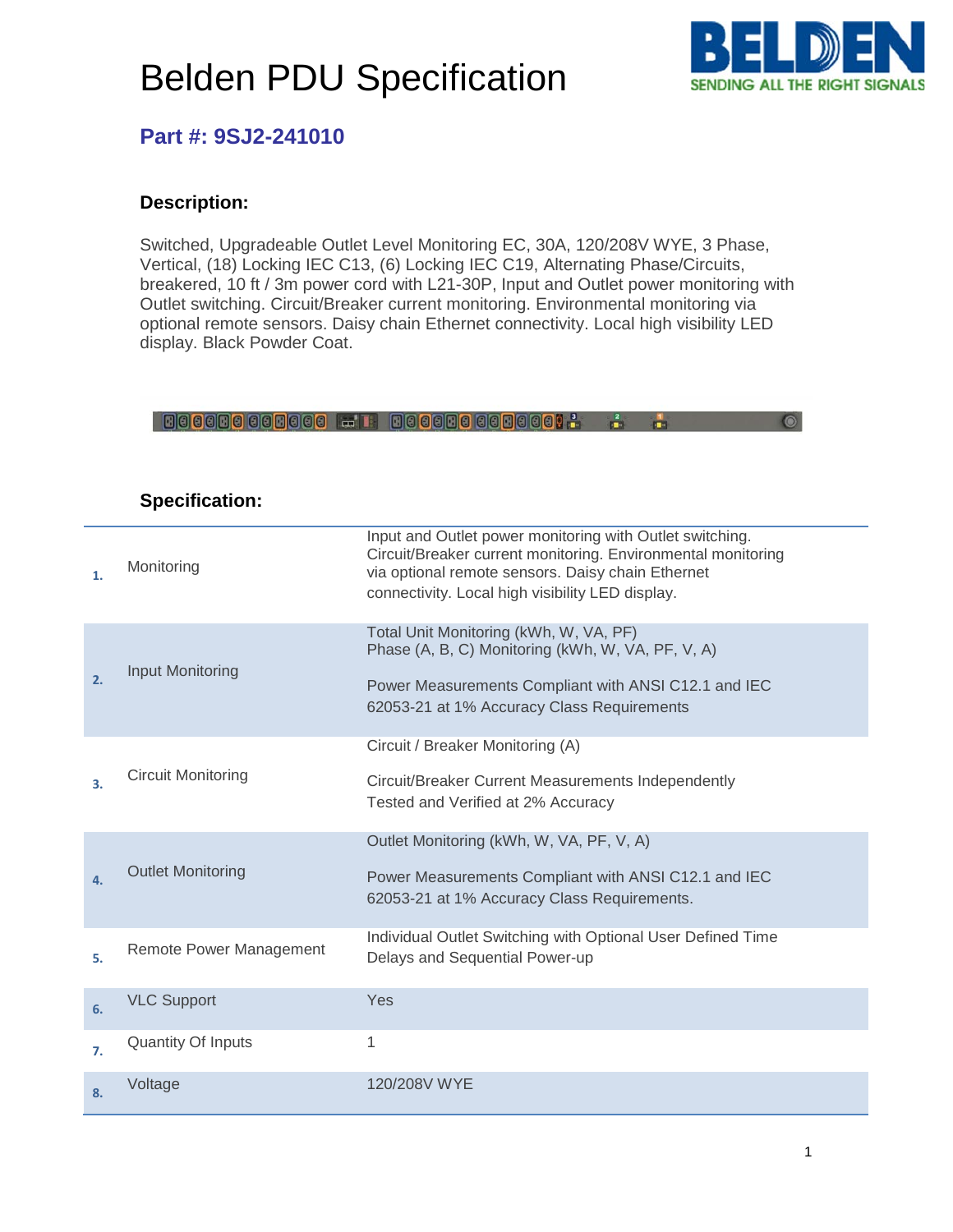# Belden PDU Specification

## Part #: 9SJ2-241010

### Description:

Switched, Upgradeable Outlet Level Monitoring EC, 30A, 120/208V WYE, 3 Phase, Vertical, (18) Locking IEC C13, (6) Locking IEC C19, Alternating Phase/Circuits, breakered, 10 ft / 3m power cord with L21-30P, Input and Outlet power monitoring with Outlet switching. Circuit/Breaker current monitoring. Environmental monitoring via optional remote sensors. Daisy chain Ethernet connectivity. Local high visibility LED display. Black Powder Coat.

### Specification:

| | | |
|---|---|---|
| 1. | Monitoring | Input and Outlet power monitoring with Outlet switching. Circuit/Breaker current monitoring. Environmental monitoring via optional remote sensors. Daisy chain Ethernet connectivity. Local high visibility LED display. |
| 2. | Input Monitoring | Total Unit Monitoring (kWh, W, VA, PF)<br>Phase (A, B, C) Monitoring (kWh, W, VA, PF, V, A)<br><br>Power Measurements Compliant with ANSI C12.1 and IEC 62053-21 at 1% Accuracy Class Requirements |
| 3. | Circuit Monitoring | Circuit / Breaker Monitoring (A)<br><br>Circuit/Breaker Current Measurements Independently Tested and Verified at 2% Accuracy |
| 4. | Outlet Monitoring | Outlet Monitoring (kWh, W, VA, PF, V, A)<br><br>Power Measurements Compliant with ANSI C12.1 and IEC 62053-21 at 1% Accuracy Class Requirements. |
| 5. | Remote Power Management | Individual Outlet Switching with Optional User Defined Time Delays and Sequential Power-up |
| 6. | VLC Support | Yes |
| 7. | Quantity Of Inputs | 1 |
| 8. | Voltage | 120/208V WYE |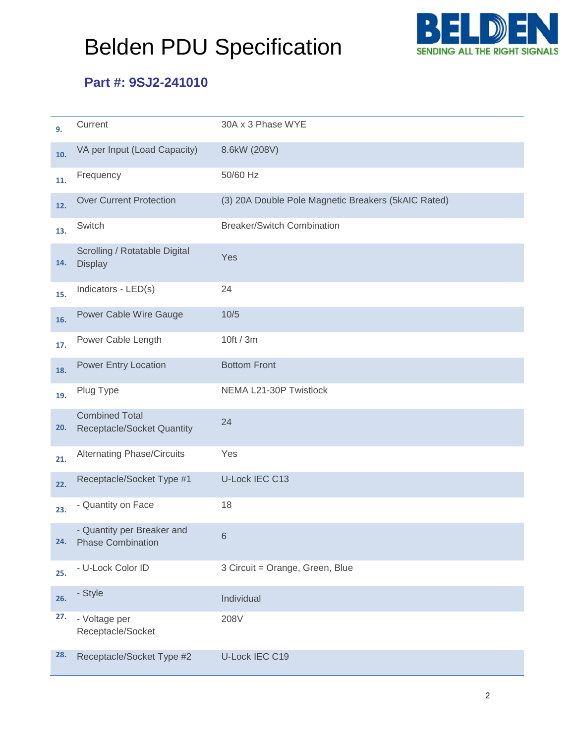# Belden PDU Specification

## Part #: 9SJ2-241010

| | | |
|---|---|---|
| 9. | Current | 30A x 3 Phase WYE |
| 10. | VA per Input (Load Capacity) | 8.6kW (208V) |
| 11. | Frequency | 50/60 Hz |
| 12. | Over Current Protection | (3) 20A Double Pole Magnetic Breakers (5kAIC Rated) |
| 13. | Switch | Breaker/Switch Combination |
| 14. | Scrolling / Rotatable Digital Display | Yes |
| 15. | Indicators - LED(s) | 24 |
| 16. | Power Cable Wire Gauge | 10/5 |
| 17. | Power Cable Length | 10ft / 3m |
| 18. | Power Entry Location | Bottom Front |
| 19. | Plug Type | NEMA L21-30P Twistlock |
| 20. | Combined Total Receptacle/Socket Quantity | 24 |
| 21. | Alternating Phase/Circuits | Yes |
| 22. | Receptacle/Socket Type #1 | U-Lock IEC C13 |
| 23. | - Quantity on Face | 18 |
| 24. | - Quantity per Breaker and Phase Combination | 6 |
| 25. | - U-Lock Color ID | 3 Circuit = Orange, Green, Blue |
| 26. | - Style | Individual |
| 27. | - Voltage per Receptacle/Socket | 208V |
| 28. | Receptacle/Socket Type #2 | U-Lock IEC C19 |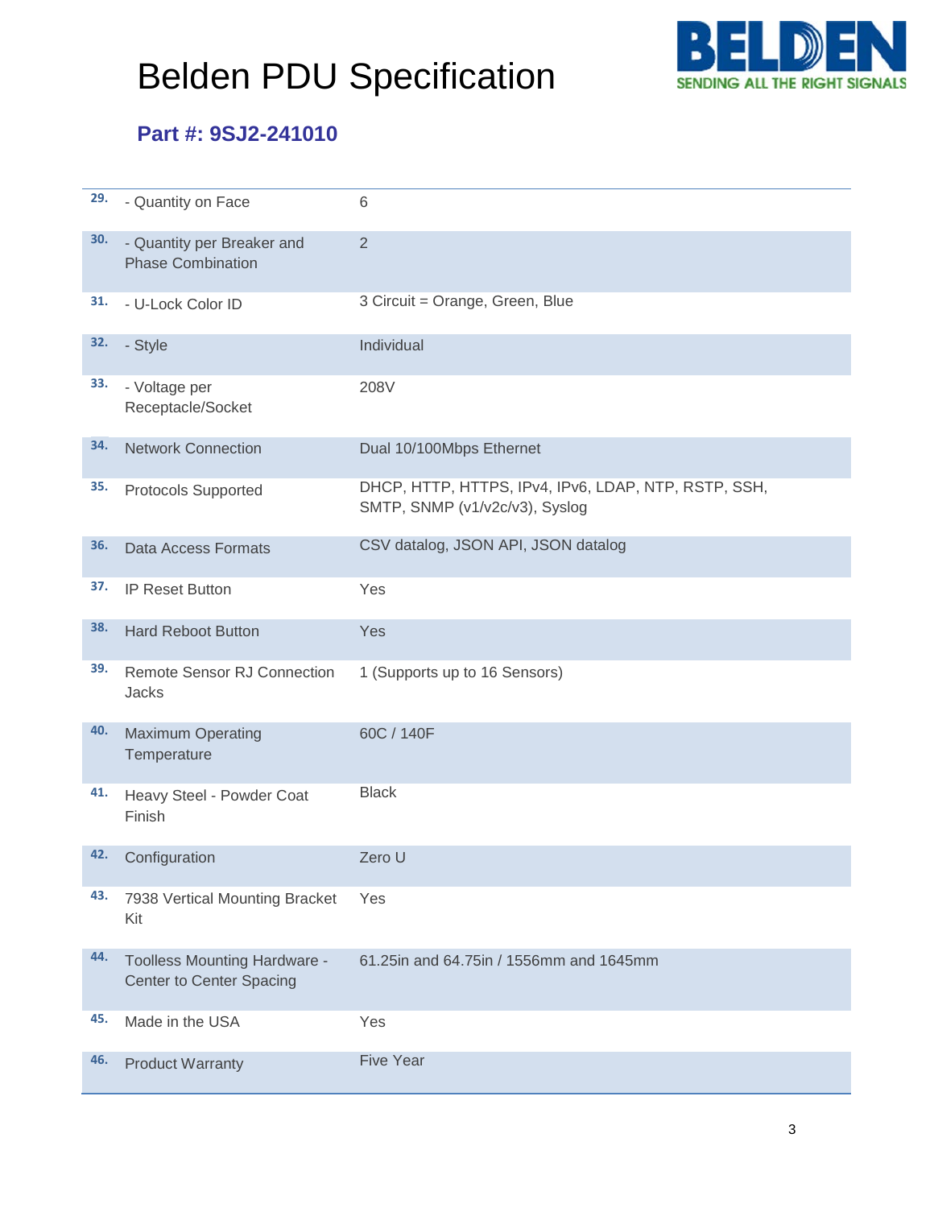# Belden PDU Specification

## Part #: 9SJ2-241010

| | | |
|---|---|---|
| 29. | - Quantity on Face | 6 |
| 30. | - Quantity per Breaker and Phase Combination | 2 |
| 31. | - U-Lock Color ID | 3 Circuit = Orange, Green, Blue |
| 32. | - Style | Individual |
| 33. | - Voltage per Receptacle/Socket | 208V |
| 34. | Network Connection | Dual 10/100Mbps Ethernet |
| 35. | Protocols Supported | DHCP, HTTP, HTTPS, IPv4, IPv6, LDAP, NTP, RSTP, SSH, SMTP, SNMP (v1/v2c/v3), Syslog |
| 36. | Data Access Formats | CSV datalog, JSON API, JSON datalog |
| 37. | IP Reset Button | Yes |
| 38. | Hard Reboot Button | Yes |
| 39. | Remote Sensor RJ Connection Jacks | 1 (Supports up to 16 Sensors) |
| 40. | Maximum Operating Temperature | 60C / 140F |
| 41. | Heavy Steel - Powder Coat Finish | Black |
| 42. | Configuration | Zero U |
| 43. | 7938 Vertical Mounting Bracket Kit | Yes |
| 44. | Toolless Mounting Hardware - Center to Center Spacing | 61.25in and 64.75in / 1556mm and 1645mm |
| 45. | Made in the USA | Yes |
| 46. | Product Warranty | Five Year |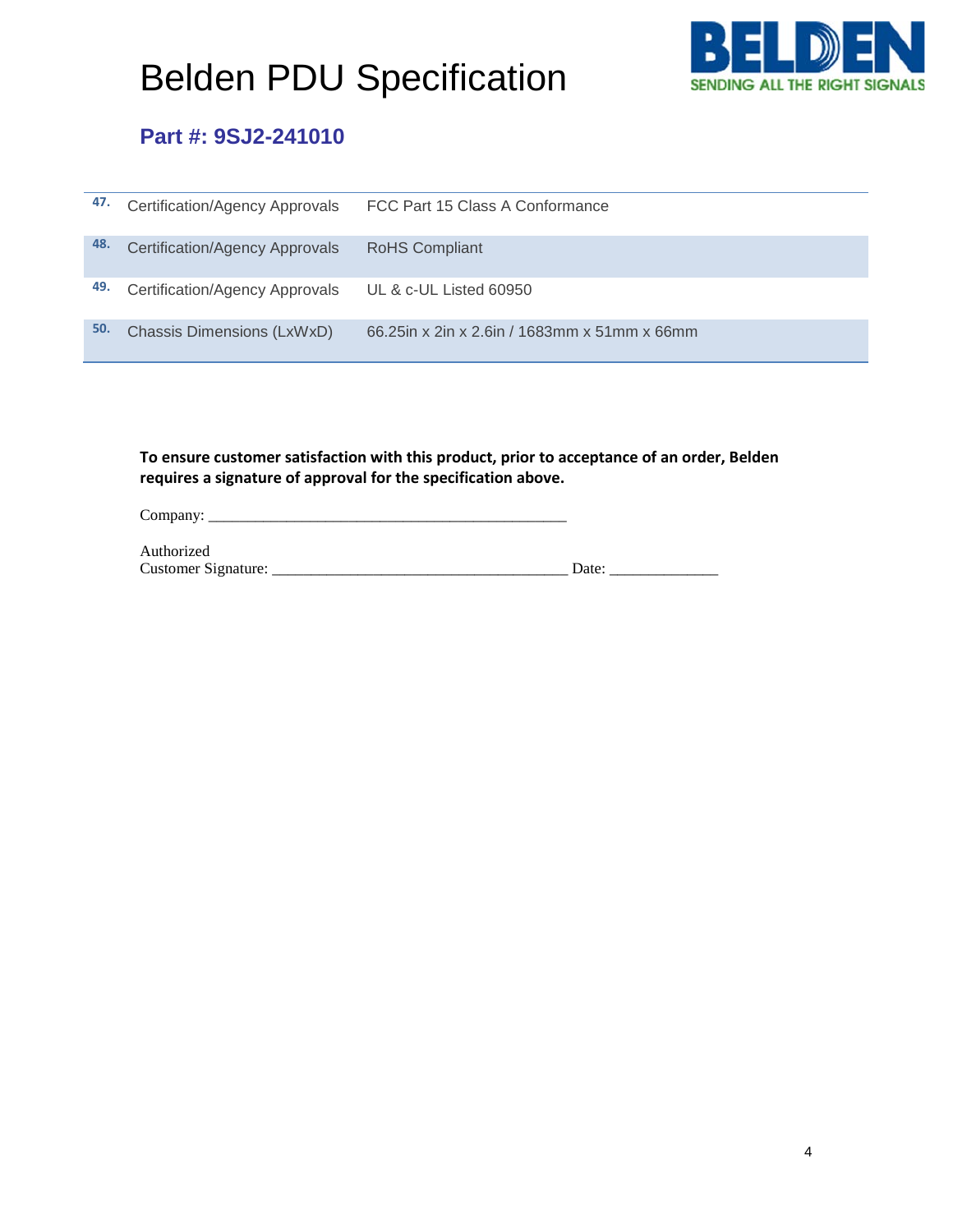# Belden PDU Specification

## Part #: 9SJ2-241010

| | | |
|---|---|---|
| 47. | Certification/Agency Approvals | FCC Part 15 Class A Conformance |
| 48. | Certification/Agency Approvals | RoHS Compliant |
| 49. | Certification/Agency Approvals | UL & c-UL Listed 60950 |
| 50. | Chassis Dimensions (LxWxD) | 66.25in x 2in x 2.6in / 1683mm x 51mm x 66mm |

**To ensure customer satisfaction with this product, prior to acceptance of an order, Belden requires a signature of approval for the specification above.**

Company: _____________________________________________

Authorized
Customer Signature: _____________________________________ Date: _____________